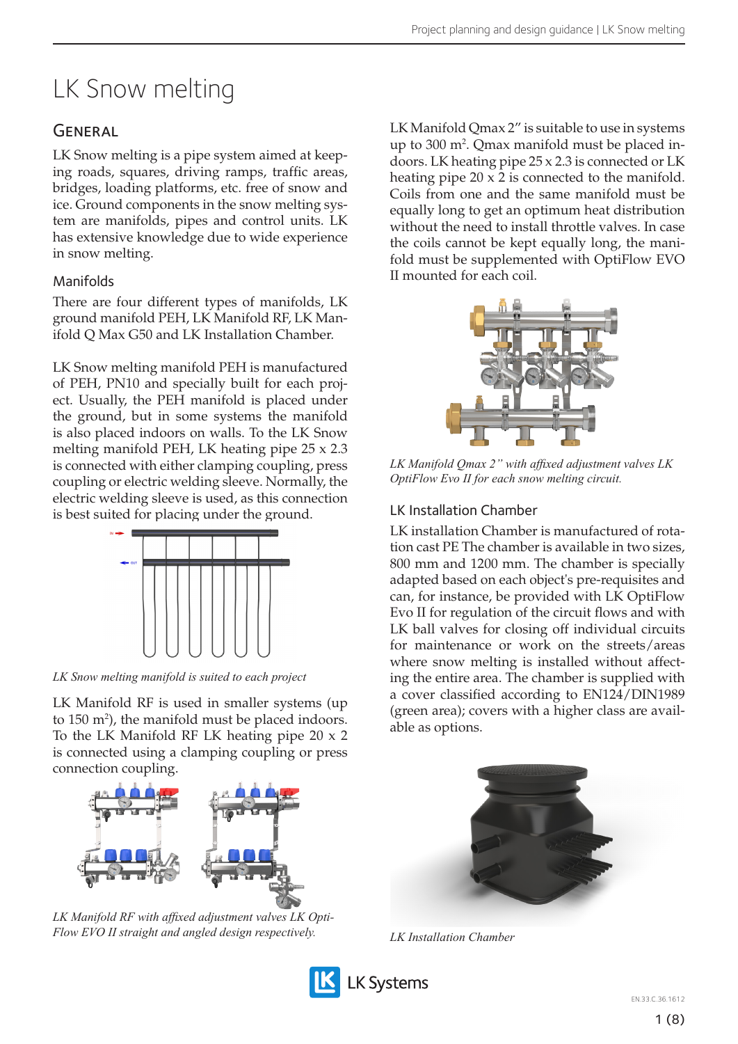# LK Snow melting

## General

LK Snow melting is a pipe system aimed at keeping roads, squares, driving ramps, traffic areas, bridges, loading platforms, etc. free of snow and ice. Ground components in the snow melting system are manifolds, pipes and control units. LK has extensive knowledge due to wide experience in snow melting.

### Manifolds

There are four different types of manifolds, LK ground manifold PEH, LK Manifold RF, LK Manifold Q Max G50 and LK Installation Chamber.

LK Snow melting manifold PEH is manufactured of PEH, PN10 and specially built for each project. Usually, the PEH manifold is placed under the ground, but in some systems the manifold is also placed indoors on walls. To the LK Snow melting manifold PEH, LK heating pipe 25 x 2.3 is connected with either clamping coupling, press coupling or electric welding sleeve. Normally, the electric welding sleeve is used, as this connection is best suited for placing under the ground.

*LK Snow melting manifold is suited to each project*

LK Manifold RF is used in smaller systems (up to 150 m$^2$), the manifold must be placed indoors. To the LK Manifold RF LK heating pipe 20 x 2 is connected using a clamping coupling or press connection coupling.

*LK Manifold RF with affixed adjustment valves LK OptiFlow EVO II straight and angled design respectively.*

LK Manifold Qmax 2" is suitable to use in systems up to 300 m$^2$. Qmax manifold must be placed indoors. LK heating pipe 25 x 2.3 is connected or LK heating pipe 20 x 2 is connected to the manifold. Coils from one and the same manifold must be equally long to get an optimum heat distribution without the need to install throttle valves. In case the coils cannot be kept equally long, the manifold must be supplemented with OptiFlow EVO II mounted for each coil.

*LK Manifold Qmax 2" with affixed adjustment valves LK OptiFlow Evo II for each snow melting circuit.*

### LK Installation Chamber

LK installation Chamber is manufactured of rotation cast PE The chamber is available in two sizes, 800 mm and 1200 mm. The chamber is specially adapted based on each object's pre-requisites and can, for instance, be provided with LK OptiFlow Evo II for regulation of the circuit flows and with LK ball valves for closing off individual circuits for maintenance or work on the streets/areas where snow melting is installed without affecting the entire area. The chamber is supplied with a cover classified according to EN124/DIN1989 (green area); covers with a higher class are available as options.

*LK Installation Chamber*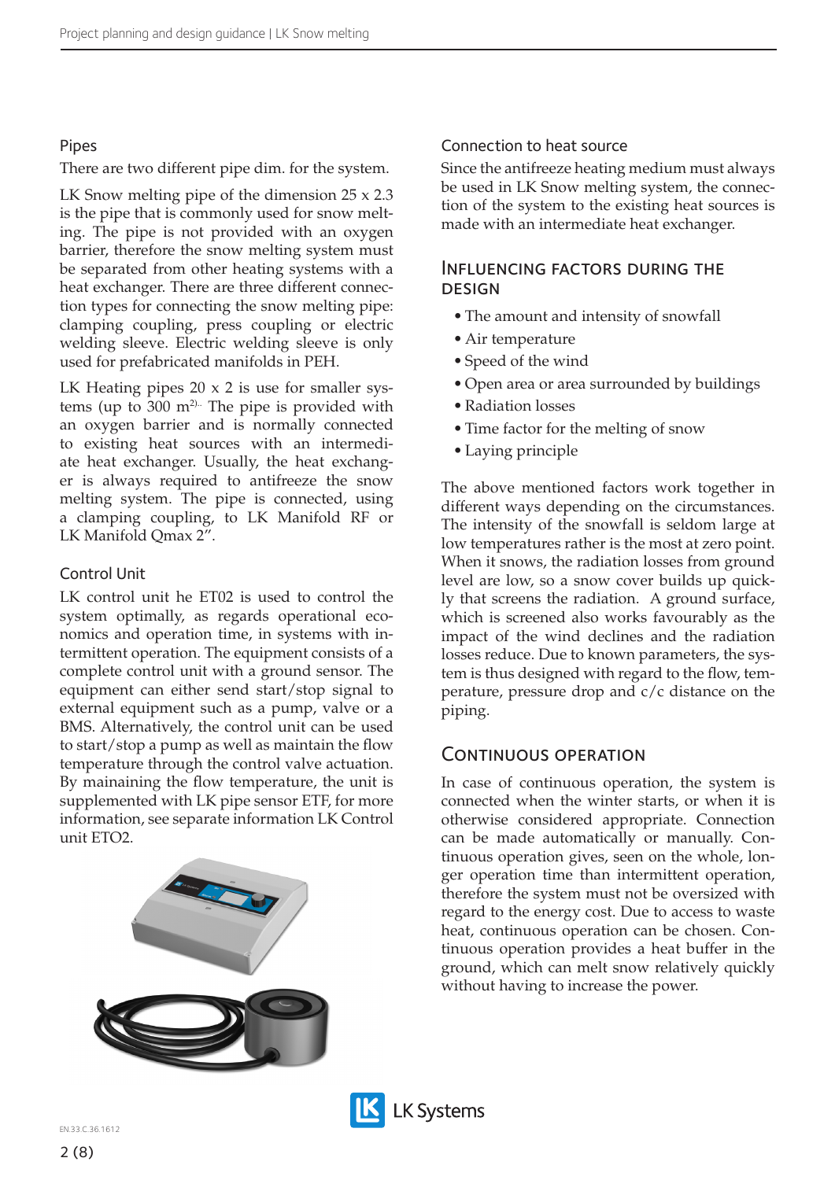### Pipes

There are two different pipe dim. for the system.

LK Snow melting pipe of the dimension 25 x 2.3 is the pipe that is commonly used for snow melting. The pipe is not provided with an oxygen barrier, therefore the snow melting system must be separated from other heating systems with a heat exchanger. There are three different connection types for connecting the snow melting pipe: clamping coupling, press coupling or electric welding sleeve. Electric welding sleeve is only used for prefabricated manifolds in PEH.

LK Heating pipes 20 x 2 is use for smaller systems (up to 300 $m^{2}$).. The pipe is provided with an oxygen barrier and is normally connected to existing heat sources with an intermediate heat exchanger. Usually, the heat exchanger is always required to antifreeze the snow melting system. The pipe is connected, using a clamping coupling, to LK Manifold RF or LK Manifold Qmax 2".

### Control Unit

LK control unit he ET02 is used to control the system optimally, as regards operational economics and operation time, in systems with intermittent operation. The equipment consists of a complete control unit with a ground sensor. The equipment can either send start/stop signal to external equipment such as a pump, valve or a BMS. Alternatively, the control unit can be used to start/stop a pump as well as maintain the flow temperature through the control valve actuation. By mainaining the flow temperature, the unit is supplemented with LK pipe sensor ETF, for more information, see separate information LK Control unit ETO2.

### Connection to heat source

Since the antifreeze heating medium must always be used in LK Snow melting system, the connection of the system to the existing heat sources is made with an intermediate heat exchanger.

## Influencing factors during the design

- The amount and intensity of snowfall
- Air temperature
- Speed of the wind
- Open area or area surrounded by buildings
- Radiation losses
- Time factor for the melting of snow
- Laying principle

The above mentioned factors work together in different ways depending on the circumstances. The intensity of the snowfall is seldom large at low temperatures rather is the most at zero point. When it snows, the radiation losses from ground level are low, so a snow cover builds up quickly that screens the radiation. A ground surface, which is screened also works favourably as the impact of the wind declines and the radiation losses reduce. Due to known parameters, the system is thus designed with regard to the flow, temperature, pressure drop and c/c distance on the piping.

## Continuous operation

In case of continuous operation, the system is connected when the winter starts, or when it is otherwise considered appropriate. Connection can be made automatically or manually. Continuous operation gives, seen on the whole, longer operation time than intermittent operation, therefore the system must not be oversized with regard to the energy cost. Due to access to waste heat, continuous operation can be chosen. Continuous operation provides a heat buffer in the ground, which can melt snow relatively quickly without having to increase the power.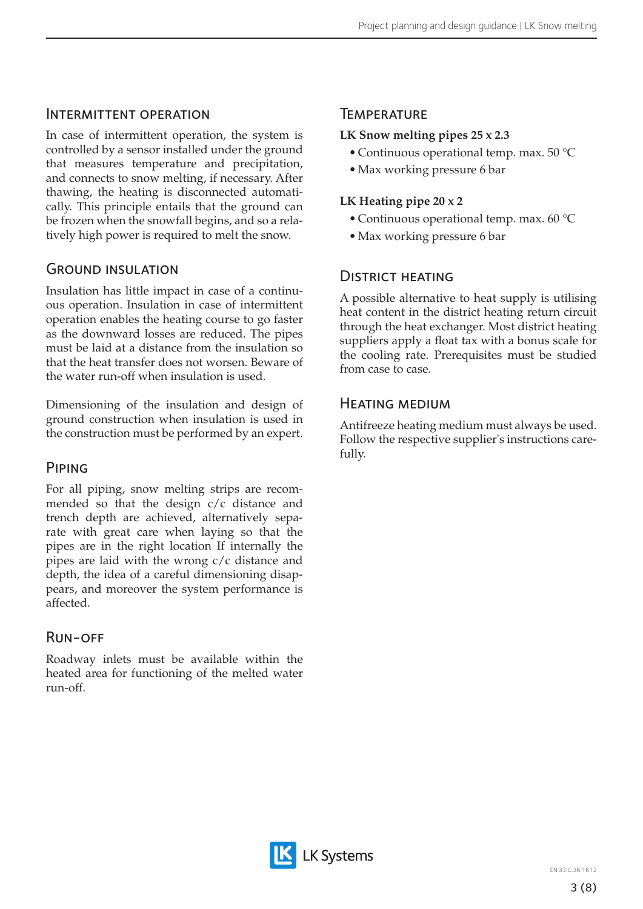## Intermittent operation

In case of intermittent operation, the system is controlled by a sensor installed under the ground that measures temperature and precipitation, and connects to snow melting, if necessary. After thawing, the heating is disconnected automatically. This principle entails that the ground can be frozen when the snowfall begins, and so a relatively high power is required to melt the snow.

## Ground insulation

Insulation has little impact in case of a continuous operation. Insulation in case of intermittent operation enables the heating course to go faster as the downward losses are reduced. The pipes must be laid at a distance from the insulation so that the heat transfer does not worsen. Beware of the water run-off when insulation is used.

Dimensioning of the insulation and design of ground construction when insulation is used in the construction must be performed by an expert.

## Piping

For all piping, snow melting strips are recommended so that the design c/c distance and trench depth are achieved, alternatively separate with great care when laying so that the pipes are in the right location If internally the pipes are laid with the wrong c/c distance and depth, the idea of a careful dimensioning disappears, and moreover the system performance is affected.

## Run-off

Roadway inlets must be available within the heated area for functioning of the melted water run-off.

## Temperature

**LK Snow melting pipes 25 x 2.3**

- Continuous operational temp. max. 50 °C
- Max working pressure 6 bar

**LK Heating pipe 20 x 2**

- Continuous operational temp. max. 60 °C
- Max working pressure 6 bar

## District heating

A possible alternative to heat supply is utilising heat content in the district heating return circuit through the heat exchanger. Most district heating suppliers apply a float tax with a bonus scale for the cooling rate. Prerequisites must be studied from case to case.

## Heating medium

Antifreeze heating medium must always be used. Follow the respective supplier's instructions carefully.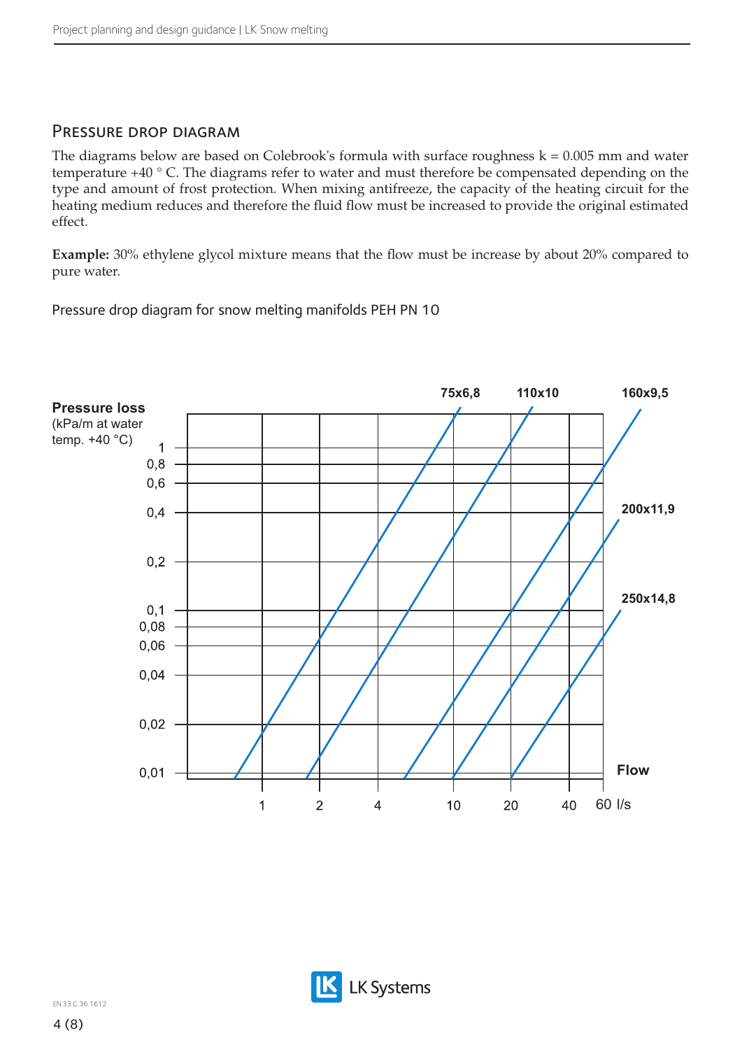## Pressure drop diagram

The diagrams below are based on Colebrook's formula with surface roughness k = 0.005 mm and water temperature +40 ° C. The diagrams refer to water and must therefore be compensated depending on the type and amount of frost protection. When mixing antifreeze, the capacity of the heating circuit for the heating medium reduces and therefore the fluid flow must be increased to provide the original estimated effect.

**Example:** 30% ethylene glycol mixture means that the flow must be increase by about 20% compared to pure water.

Pressure drop diagram for snow melting manifolds PEH PN 10

**Pressure loss**
(kPa/m at water temp. +40 °C)

1, 0,8, 0,6, 0,4, 0,2, 0,1, 0,08, 0,06, 0,04, 0,02, 0,01

75x6,8 · 110x10 · 160x9,5 · 200x11,9 · 250x14,8

**Flow**

1, 2, 4, 10, 20, 40, 60 l/s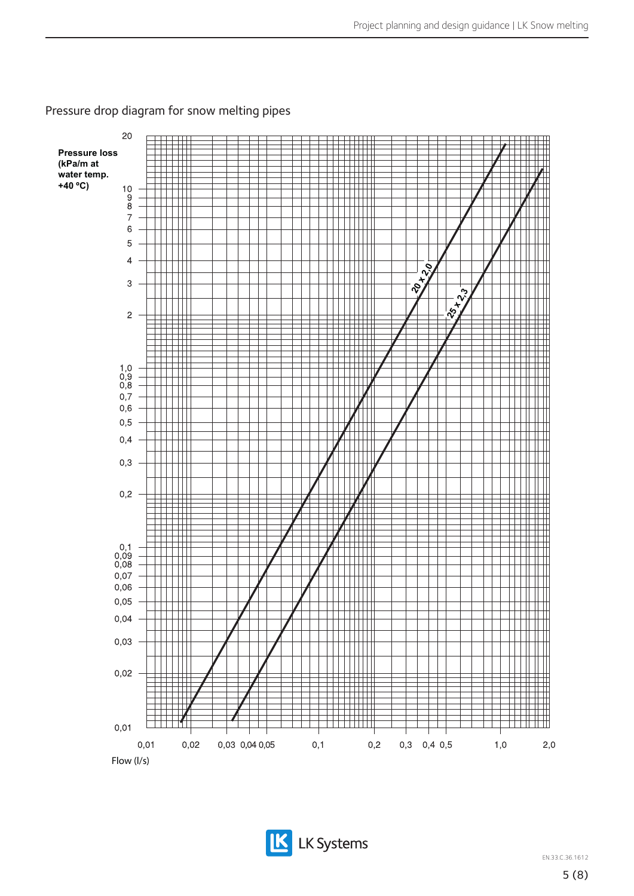## Pressure drop diagram for snow melting pipes

Pressure loss (kPa/m at water temp. +40 °C)

20, 10, 9, 8, 7, 6, 5, 4, 3, 2, 1,0, 0,9, 0,8, 0,7, 0,6, 0,5, 0,4, 0,3, 0,2, 0,1, 0,09, 0,08, 0,07, 0,06, 0,05, 0,04, 0,03, 0,02, 0,01

20 x 2,0

25 x 2,3

0,01, 0,02, 0,03, 0,04, 0,05, 0,1, 0,2, 0,3, 0,4, 0,5, 1,0, 2,0

Flow (l/s)

EN.33.C.36.1612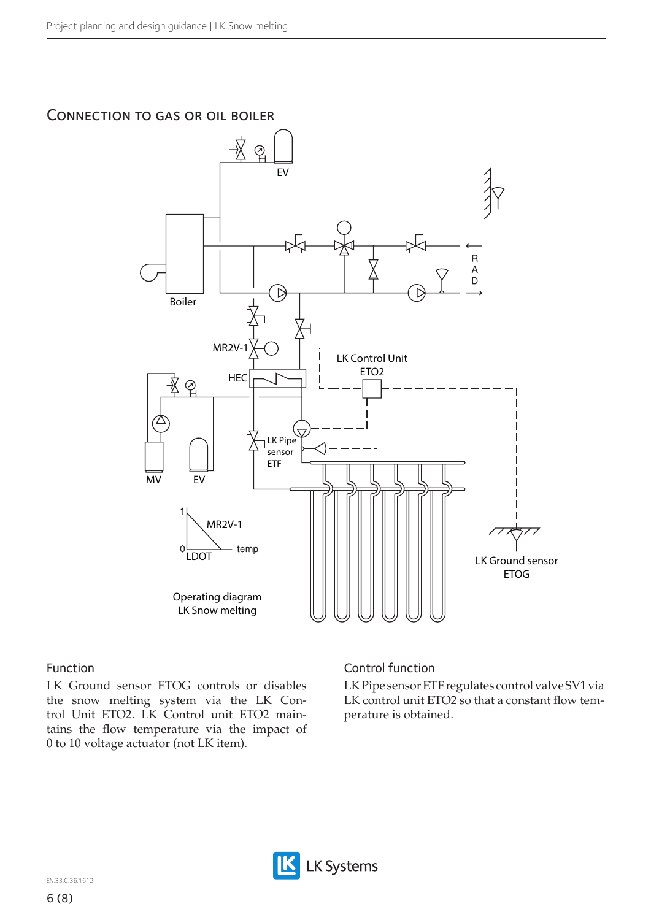## Connection to gas or oil boiler

EV

Boiler

R A D

MR2V-1

LK Control Unit ETO2

HEC

LK Pipe sensor ETF

MV

EV

1

0

MR2V-1

LDOT

temp

LK Ground sensor ETOG

Operating diagram LK Snow melting

### Function

LK Ground sensor ETOG controls or disables the snow melting system via the LK Control Unit ETO2. LK Control unit ETO2 maintains the flow temperature via the impact of 0 to 10 voltage actuator (not LK item).

### Control function

LK Pipe sensor ETF regulates control valve SV1 via LK control unit ETO2 so that a constant flow temperature is obtained.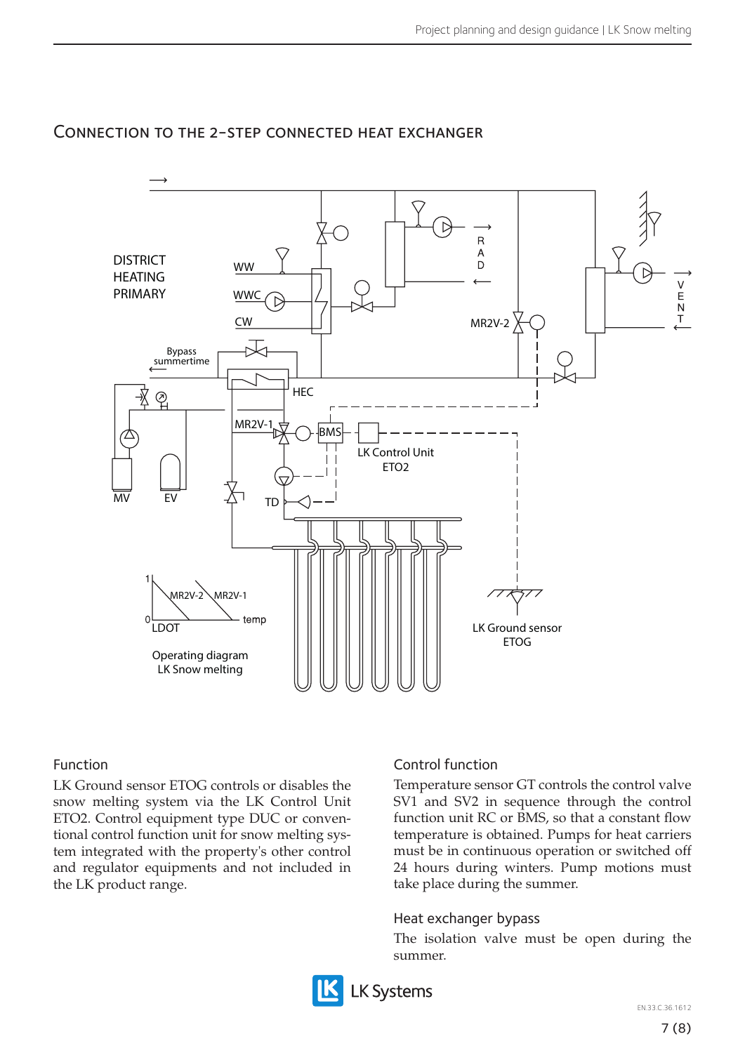## Connection to the 2-step connected heat exchanger

DISTRICT HEATING PRIMARY

WW

WWC

CW

RAD

VENT

MR2V-2

Bypass summertime

HEC

MR2V-1

BMS

LK Control Unit ETO2

MV

EV

TD

1

0

MR2V-2

MR2V-1

LDOT

temp

Operating diagram LK Snow melting

LK Ground sensor ETOG

### Function

LK Ground sensor ETOG controls or disables the snow melting system via the LK Control Unit ETO2. Control equipment type DUC or conventional control function unit for snow melting system integrated with the property's other control and regulator equipments and not included in the LK product range.

### Control function

Temperature sensor GT controls the control valve SV1 and SV2 in sequence through the control function unit RC or BMS, so that a constant flow temperature is obtained. Pumps for heat carriers must be in continuous operation or switched off 24 hours during winters. Pump motions must take place during the summer.

### Heat exchanger bypass

The isolation valve must be open during the summer.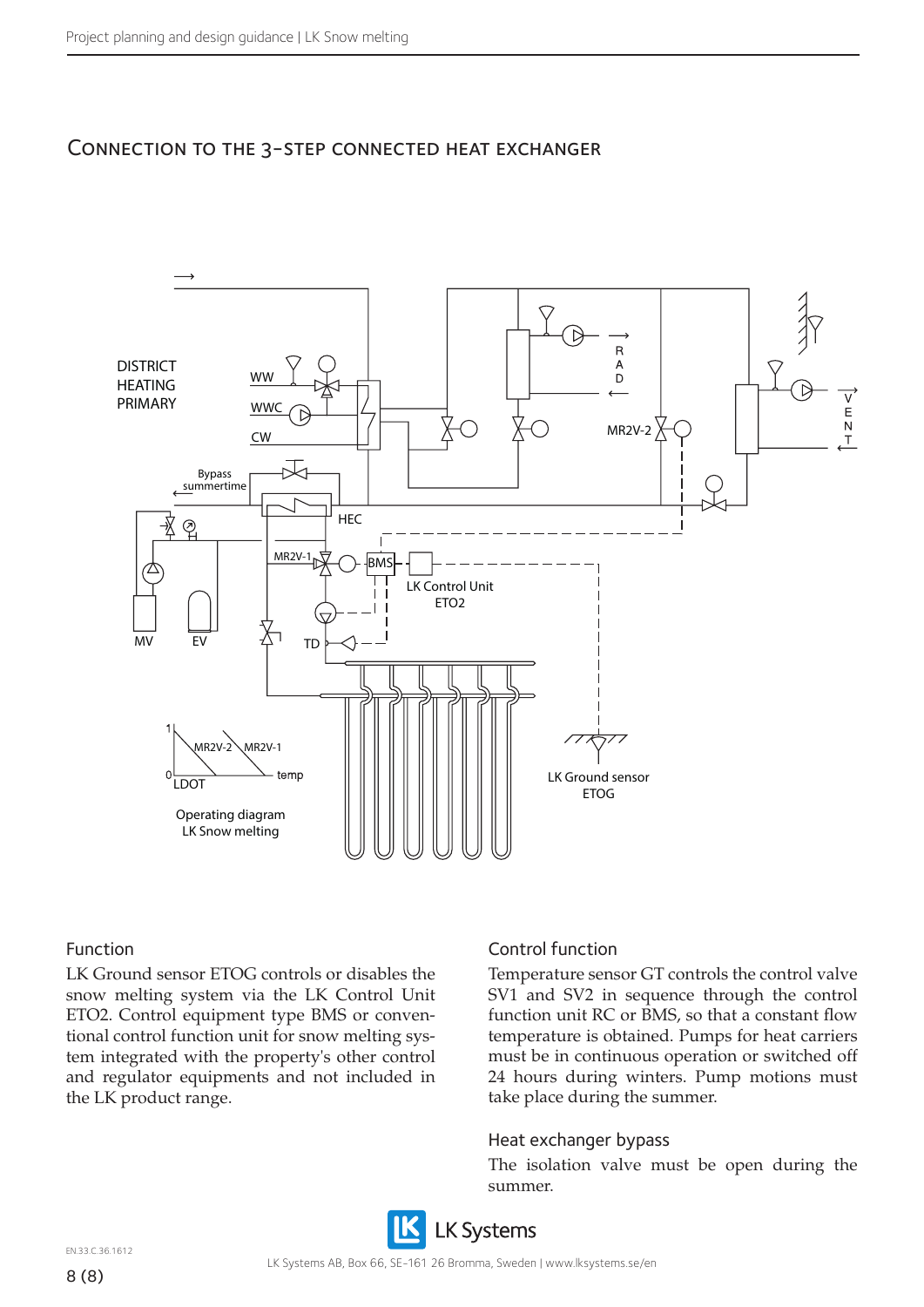## Connection to the 3-step connected heat exchanger

DISTRICT HEATING PRIMARY

WW

WWC

CW

Bypass summertime

HEC

MR2V-1

BMS

LK Control Unit ETO2

MV

EV

TD

R A D

MR2V-2

V E N T

1

0

MR2V-2

MR2V-1

LDOT

temp

Operating diagram LK Snow melting

LK Ground sensor ETOG

### Function

LK Ground sensor ETOG controls or disables the snow melting system via the LK Control Unit ETO2. Control equipment type BMS or conventional control function unit for snow melting system integrated with the property's other control and regulator equipments and not included in the LK product range.

### Control function

Temperature sensor GT controls the control valve SV1 and SV2 in sequence through the control function unit RC or BMS, so that a constant flow temperature is obtained. Pumps for heat carriers must be in continuous operation or switched off 24 hours during winters. Pump motions must take place during the summer.

### Heat exchanger bypass

The isolation valve must be open during the summer.

LK Systems

EN.33.C.36.1612

LK Systems AB, Box 66, SE-161 26 Bromma, Sweden | www.lksystems.se/en